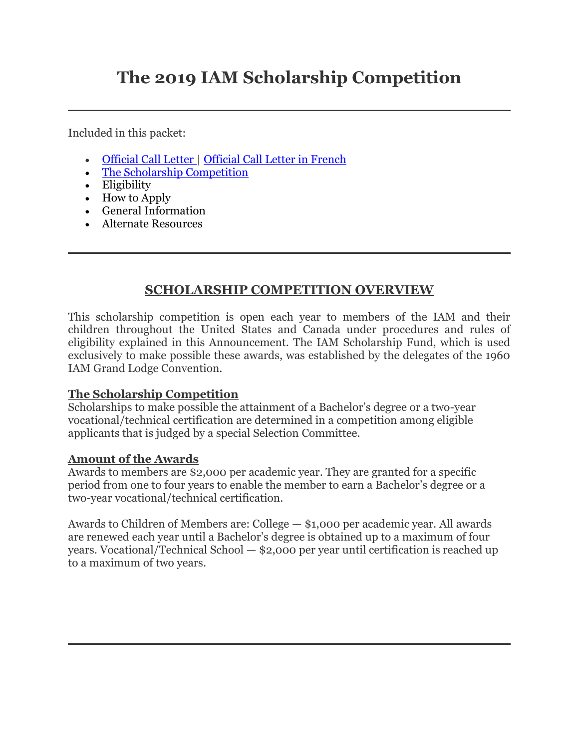# The 2019 IAM Scholarship Competition

---

Included in this packet:

- Official Call Letter | Official Call Letter in French
- The Scholarship Competition
- Eligibility
- How to Apply
- General Information
- Alternate Resources

---

## SCHOLARSHIP COMPETITION OVERVIEW

This scholarship competition is open each year to members of the IAM and their children throughout the United States and Canada under procedures and rules of eligibility explained in this Announcement. The IAM Scholarship Fund, which is used exclusively to make possible these awards, was established by the delegates of the 1960 IAM Grand Lodge Convention.

**The Scholarship Competition**
Scholarships to make possible the attainment of a Bachelor's degree or a two-year vocational/technical certification are determined in a competition among eligible applicants that is judged by a special Selection Committee.

**Amount of the Awards**
Awards to members are $2,000 per academic year. They are granted for a specific period from one to four years to enable the member to earn a Bachelor's degree or a two-year vocational/technical certification.

Awards to Children of Members are: College — $1,000 per academic year. All awards are renewed each year until a Bachelor's degree is obtained up to a maximum of four years. Vocational/Technical School — $2,000 per year until certification is reached up to a maximum of two years.

---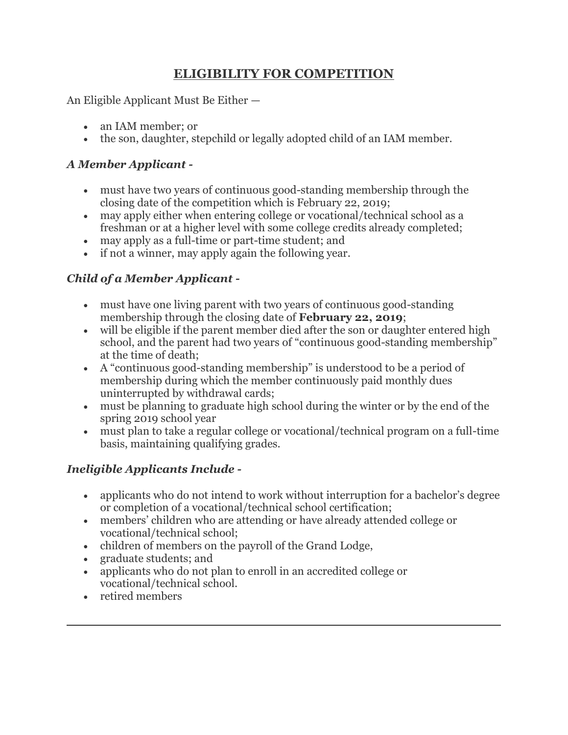## ELIGIBILITY FOR COMPETITION

An Eligible Applicant Must Be Either —

- an IAM member; or
- the son, daughter, stepchild or legally adopted child of an IAM member.

### *A Member Applicant -*

- must have two years of continuous good-standing membership through the closing date of the competition which is February 22, 2019;
- may apply either when entering college or vocational/technical school as a freshman or at a higher level with some college credits already completed;
- may apply as a full-time or part-time student; and
- if not a winner, may apply again the following year.

### *Child of a Member Applicant -*

- must have one living parent with two years of continuous good-standing membership through the closing date of **February 22, 2019**;
- will be eligible if the parent member died after the son or daughter entered high school, and the parent had two years of "continuous good-standing membership" at the time of death;
- A "continuous good-standing membership" is understood to be a period of membership during which the member continuously paid monthly dues uninterrupted by withdrawal cards;
- must be planning to graduate high school during the winter or by the end of the spring 2019 school year
- must plan to take a regular college or vocational/technical program on a full-time basis, maintaining qualifying grades.

### *Ineligible Applicants Include -*

- applicants who do not intend to work without interruption for a bachelor's degree or completion of a vocational/technical school certification;
- members' children who are attending or have already attended college or vocational/technical school;
- children of members on the payroll of the Grand Lodge,
- graduate students; and
- applicants who do not plan to enroll in an accredited college or vocational/technical school.
- retired members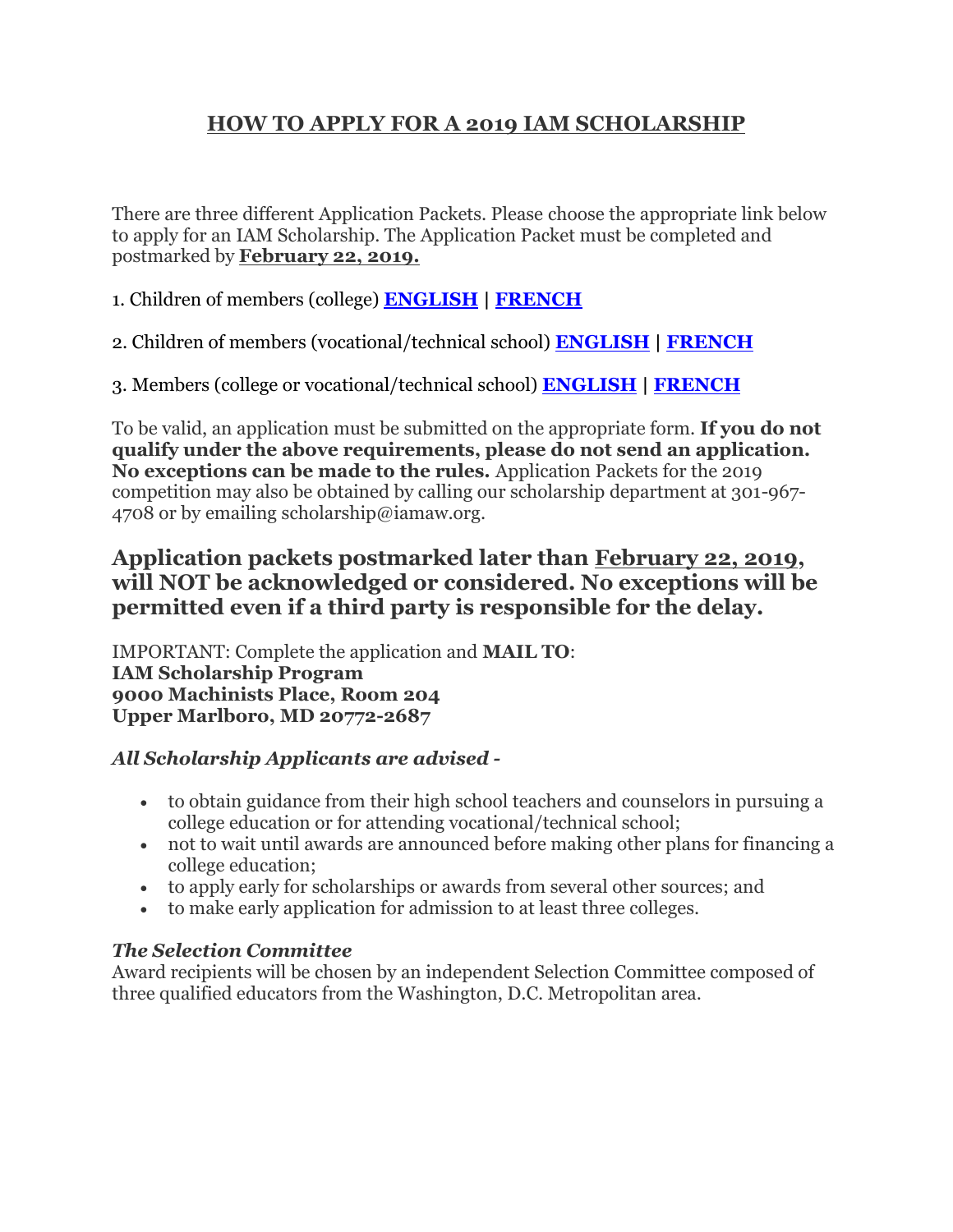# HOW TO APPLY FOR A 2019 IAM SCHOLARSHIP

There are three different Application Packets. Please choose the appropriate link below to apply for an IAM Scholarship. The Application Packet must be completed and postmarked by **February 22, 2019.**

1. Children of members (college) **ENGLISH** | **FRENCH**

2. Children of members (vocational/technical school) **ENGLISH** | **FRENCH**

3. Members (college or vocational/technical school) **ENGLISH** | **FRENCH**

To be valid, an application must be submitted on the appropriate form. **If you do not qualify under the above requirements, please do not send an application. No exceptions can be made to the rules.** Application Packets for the 2019 competition may also be obtained by calling our scholarship department at 301-967-4708 or by emailing scholarship@iamaw.org.

## Application packets postmarked later than February 22, 2019, will NOT be acknowledged or considered. No exceptions will be permitted even if a third party is responsible for the delay.

IMPORTANT: Complete the application and **MAIL TO**:
**IAM Scholarship Program**
**9000 Machinists Place, Room 204**
**Upper Marlboro, MD 20772-2687**

***All Scholarship Applicants are advised -***

- to obtain guidance from their high school teachers and counselors in pursuing a college education or for attending vocational/technical school;
- not to wait until awards are announced before making other plans for financing a college education;
- to apply early for scholarships or awards from several other sources; and
- to make early application for admission to at least three colleges.

***The Selection Committee***
Award recipients will be chosen by an independent Selection Committee composed of three qualified educators from the Washington, D.C. Metropolitan area.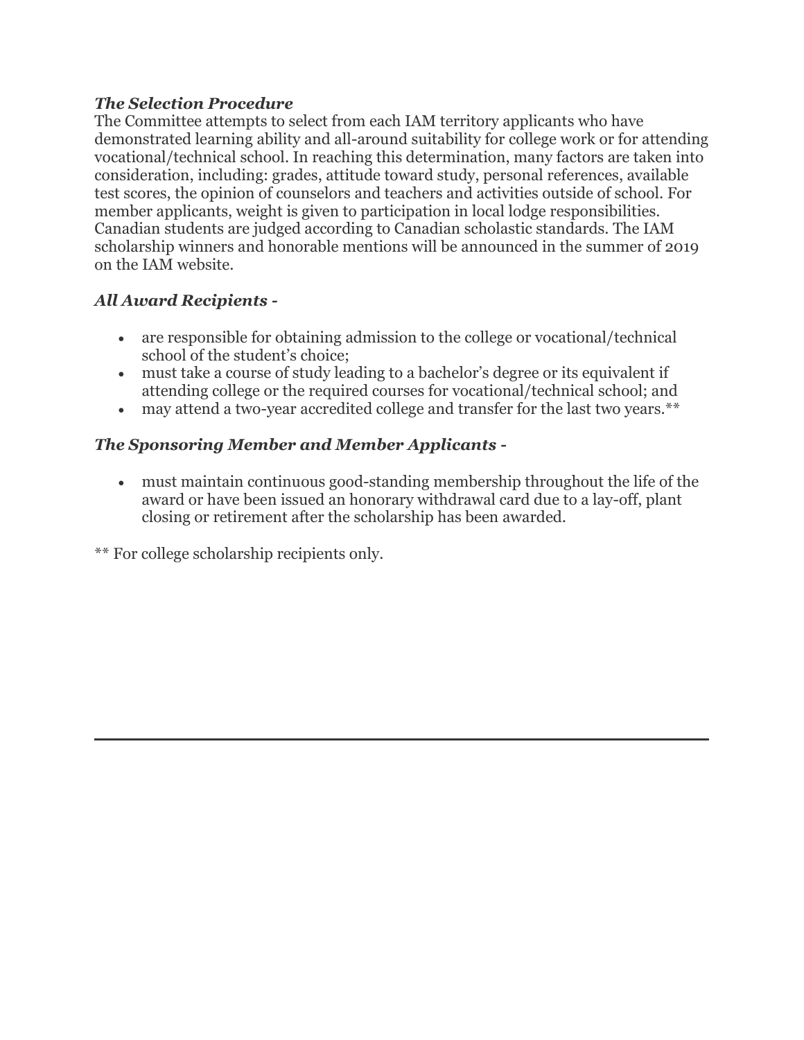***The Selection Procedure***

The Committee attempts to select from each IAM territory applicants who have demonstrated learning ability and all-around suitability for college work or for attending vocational/technical school. In reaching this determination, many factors are taken into consideration, including: grades, attitude toward study, personal references, available test scores, the opinion of counselors and teachers and activities outside of school. For member applicants, weight is given to participation in local lodge responsibilities. Canadian students are judged according to Canadian scholastic standards. The IAM scholarship winners and honorable mentions will be announced in the summer of 2019 on the IAM website.

***All Award Recipients -***

- are responsible for obtaining admission to the college or vocational/technical school of the student's choice;
- must take a course of study leading to a bachelor's degree or its equivalent if attending college or the required courses for vocational/technical school; and
- may attend a two-year accredited college and transfer for the last two years.**

***The Sponsoring Member and Member Applicants -***

- must maintain continuous good-standing membership throughout the life of the award or have been issued an honorary withdrawal card due to a lay-off, plant closing or retirement after the scholarship has been awarded.

** For college scholarship recipients only.

---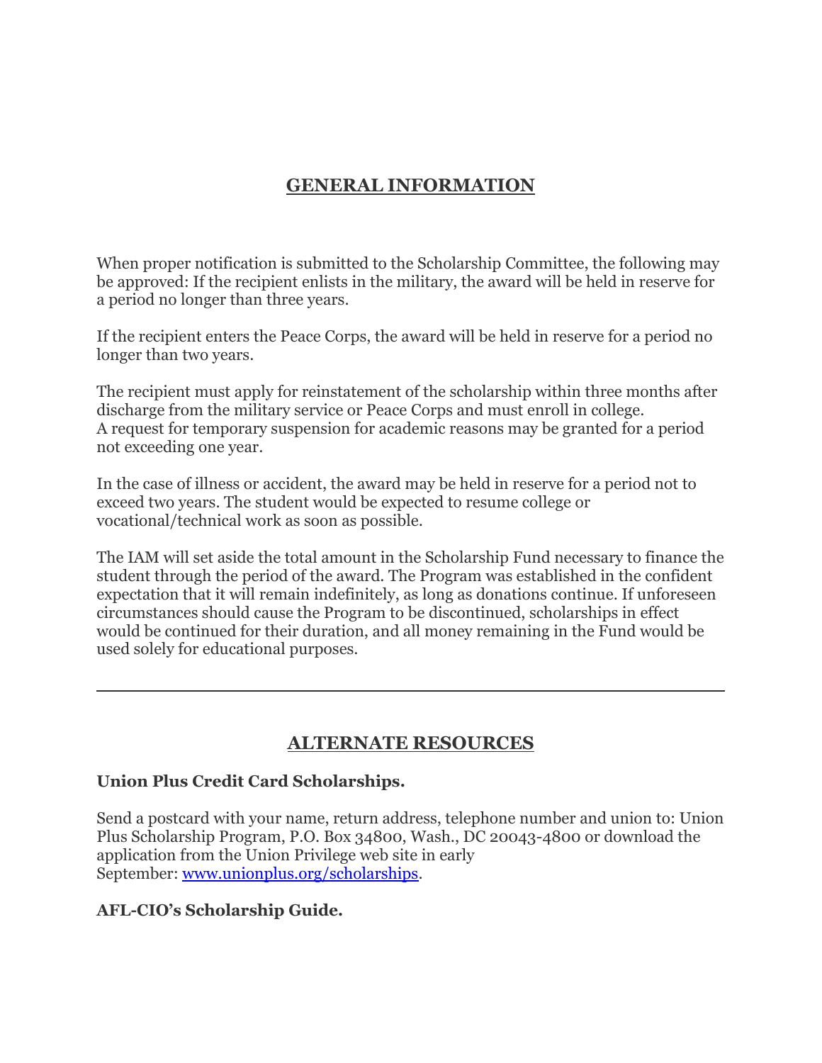## GENERAL INFORMATION

When proper notification is submitted to the Scholarship Committee, the following may be approved: If the recipient enlists in the military, the award will be held in reserve for a period no longer than three years.

If the recipient enters the Peace Corps, the award will be held in reserve for a period no longer than two years.

The recipient must apply for reinstatement of the scholarship within three months after discharge from the military service or Peace Corps and must enroll in college.
A request for temporary suspension for academic reasons may be granted for a period not exceeding one year.

In the case of illness or accident, the award may be held in reserve for a period not to exceed two years. The student would be expected to resume college or vocational/technical work as soon as possible.

The IAM will set aside the total amount in the Scholarship Fund necessary to finance the student through the period of the award. The Program was established in the confident expectation that it will remain indefinitely, as long as donations continue. If unforeseen circumstances should cause the Program to be discontinued, scholarships in effect would be continued for their duration, and all money remaining in the Fund would be used solely for educational purposes.

---

## ALTERNATE RESOURCES

**Union Plus Credit Card Scholarships.**

Send a postcard with your name, return address, telephone number and union to: Union Plus Scholarship Program, P.O. Box 34800, Wash., DC 20043-4800 or download the application from the Union Privilege web site in early September: [www.unionplus.org/scholarships](http://www.unionplus.org/scholarships).

**AFL-CIO's Scholarship Guide.**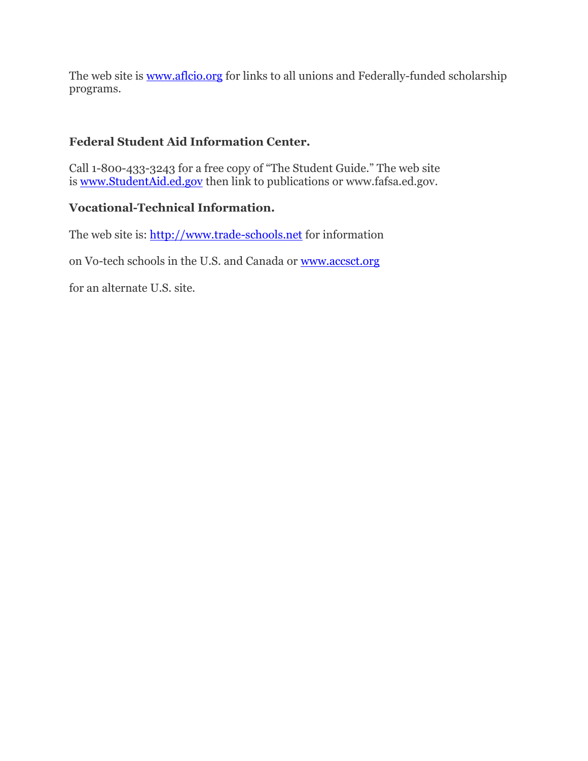The web site is www.aflcio.org for links to all unions and Federally-funded scholarship programs.

**Federal Student Aid Information Center.**

Call 1-800-433-3243 for a free copy of "The Student Guide." The web site is www.StudentAid.ed.gov then link to publications or www.fafsa.ed.gov.

**Vocational-Technical Information.**

The web site is: http://www.trade-schools.net for information

on Vo-tech schools in the U.S. and Canada or www.accsct.org

for an alternate U.S. site.